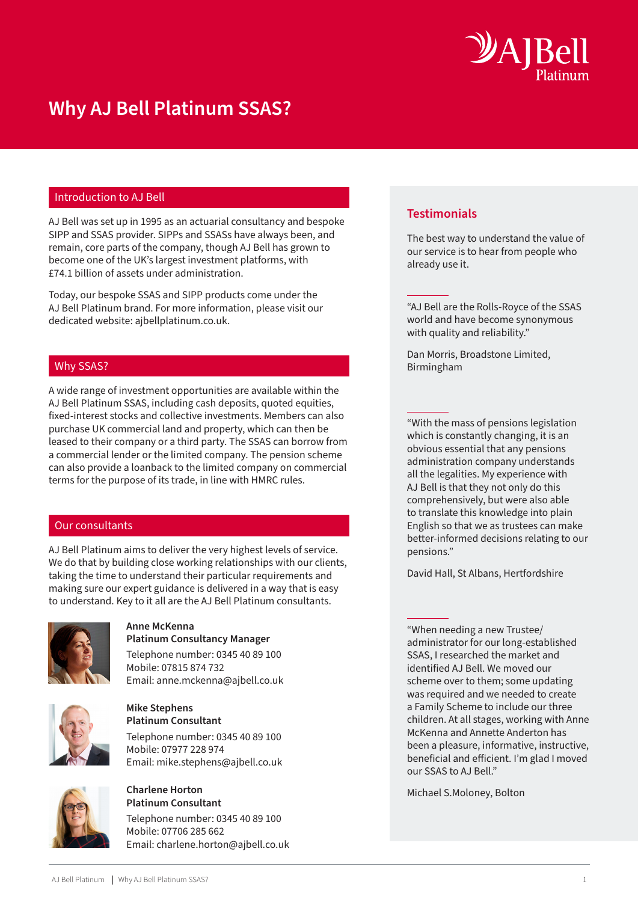# Why AJ Bell Platinum SSAS?

## Introduction to AJ Bell

AJ Bell was set up in 1995 as an actuarial consultancy and bespoke SIPP and SSAS provider. SIPPs and SSASs have always been, and remain, core parts of the company, though AJ Bell has grown to become one of the UK's largest investment platforms, with £74.1 billion of assets under administration.

Today, our bespoke SSAS and SIPP products come under the AJ Bell Platinum brand. For more information, please visit our dedicated website: ajbellplatinum.co.uk.

## Why SSAS?

A wide range of investment opportunities are available within the AJ Bell Platinum SSAS, including cash deposits, quoted equities, fixed-interest stocks and collective investments. Members can also purchase UK commercial land and property, which can then be leased to their company or a third party. The SSAS can borrow from a commercial lender or the limited company. The pension scheme can also provide a loanback to the limited company on commercial terms for the purpose of its trade, in line with HMRC rules.

## Our consultants

AJ Bell Platinum aims to deliver the very highest levels of service. We do that by building close working relationships with our clients, taking the time to understand their particular requirements and making sure our expert guidance is delivered in a way that is easy to understand. Key to it all are the AJ Bell Platinum consultants.

**Anne McKenna**
**Platinum Consultancy Manager**
Telephone number: 0345 40 89 100
Mobile: 07815 874 732
Email: anne.mckenna@ajbell.co.uk

**Mike Stephens**
**Platinum Consultant**
Telephone number: 0345 40 89 100
Mobile: 07977 228 974
Email: mike.stephens@ajbell.co.uk

**Charlene Horton**
**Platinum Consultant**
Telephone number: 0345 40 89 100
Mobile: 07706 285 662
Email: charlene.horton@ajbell.co.uk

## Testimonials

The best way to understand the value of our service is to hear from people who already use it.

---

"AJ Bell are the Rolls-Royce of the SSAS world and have become synonymous with quality and reliability."

Dan Morris, Broadstone Limited, Birmingham

---

"With the mass of pensions legislation which is constantly changing, it is an obvious essential that any pensions administration company understands all the legalities. My experience with AJ Bell is that they not only do this comprehensively, but were also able to translate this knowledge into plain English so that we as trustees can make better-informed decisions relating to our pensions."

David Hall, St Albans, Hertfordshire

---

"When needing a new Trustee/ administrator for our long-established SSAS, I researched the market and identified AJ Bell. We moved our scheme over to them; some updating was required and we needed to create a Family Scheme to include our three children. At all stages, working with Anne McKenna and Annette Anderton has been a pleasure, informative, instructive, beneficial and efficient. I'm glad I moved our SSAS to AJ Bell."

Michael S.Moloney, Bolton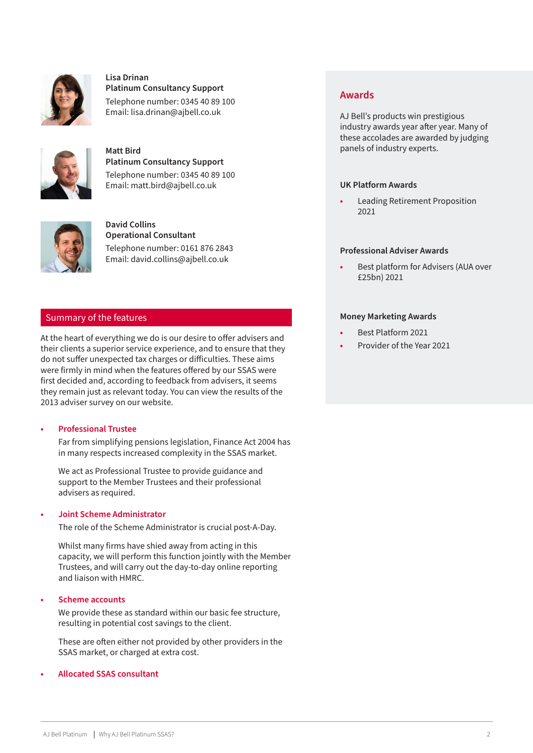**Lisa Drinan**
**Platinum Consultancy Support**
Telephone number: 0345 40 89 100
Email: lisa.drinan@ajbell.co.uk

**Matt Bird**
**Platinum Consultancy Support**
Telephone number: 0345 40 89 100
Email: matt.bird@ajbell.co.uk

**David Collins**
**Operational Consultant**
Telephone number: 0161 876 2843
Email: david.collins@ajbell.co.uk

## Summary of the features

At the heart of everything we do is our desire to offer advisers and their clients a superior service experience, and to ensure that they do not suffer unexpected tax charges or difficulties. These aims were firmly in mind when the features offered by our SSAS were first decided and, according to feedback from advisers, it seems they remain just as relevant today. You can view the results of the 2013 adviser survey on our website.

- **Professional Trustee**

  Far from simplifying pensions legislation, Finance Act 2004 has in many respects increased complexity in the SSAS market.

  We act as Professional Trustee to provide guidance and support to the Member Trustees and their professional advisers as required.

- **Joint Scheme Administrator**

  The role of the Scheme Administrator is crucial post-A-Day.

  Whilst many firms have shied away from acting in this capacity, we will perform this function jointly with the Member Trustees, and will carry out the day-to-day online reporting and liaison with HMRC.

- **Scheme accounts**

  We provide these as standard within our basic fee structure, resulting in potential cost savings to the client.

  These are often either not provided by other providers in the SSAS market, or charged at extra cost.

- **Allocated SSAS consultant**

## Awards

AJ Bell's products win prestigious industry awards year after year. Many of these accolades are awarded by judging panels of industry experts.

### UK Platform Awards

- Leading Retirement Proposition 2021

### Professional Adviser Awards

- Best platform for Advisers (AUA over £25bn) 2021

### Money Marketing Awards

- Best Platform 2021
- Provider of the Year 2021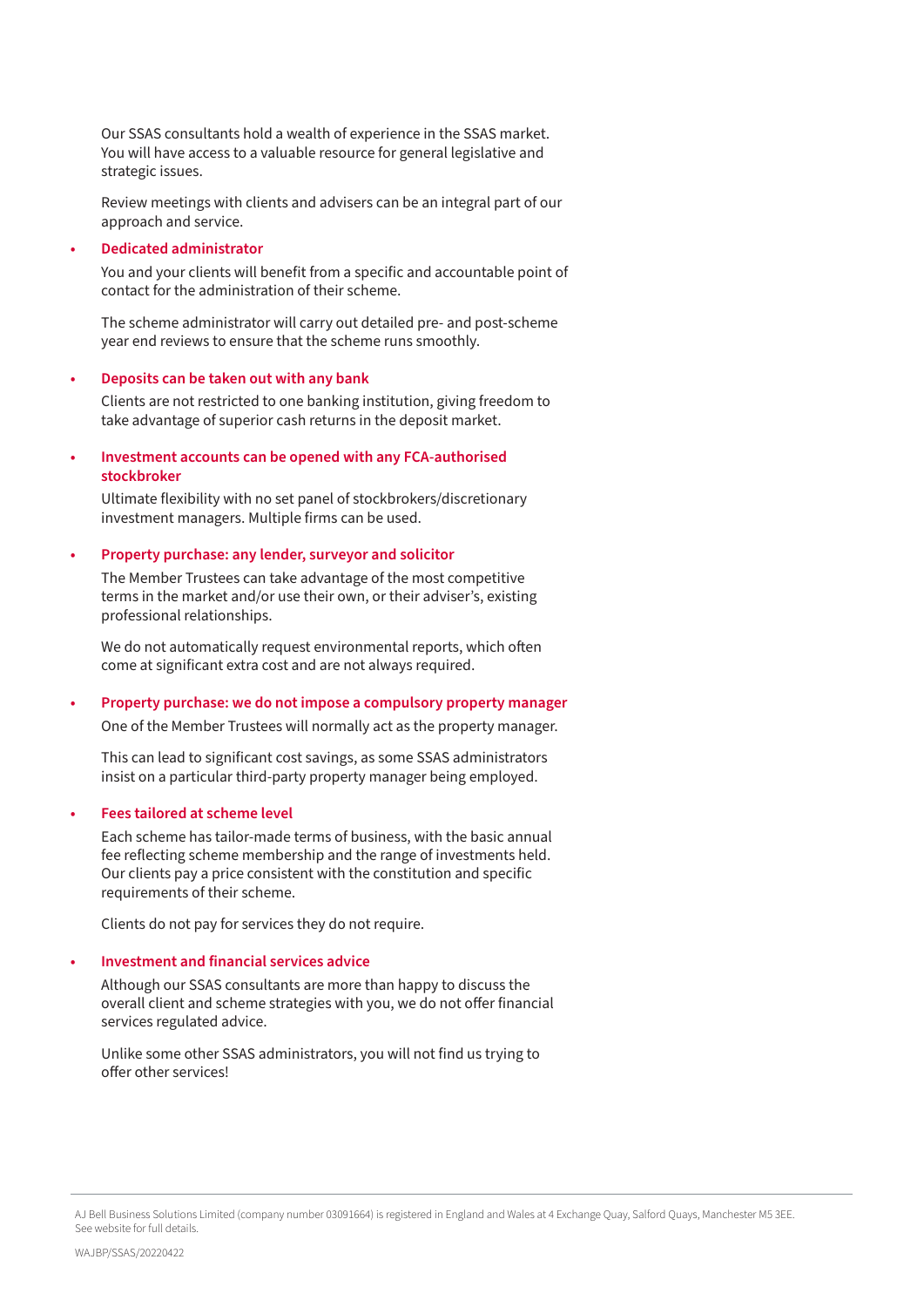Our SSAS consultants hold a wealth of experience in the SSAS market. You will have access to a valuable resource for general legislative and strategic issues.

Review meetings with clients and advisers can be an integral part of our approach and service.

- **Dedicated administrator**

  You and your clients will benefit from a specific and accountable point of contact for the administration of their scheme.

  The scheme administrator will carry out detailed pre- and post-scheme year end reviews to ensure that the scheme runs smoothly.

- **Deposits can be taken out with any bank**

  Clients are not restricted to one banking institution, giving freedom to take advantage of superior cash returns in the deposit market.

- **Investment accounts can be opened with any FCA-authorised stockbroker**

  Ultimate flexibility with no set panel of stockbrokers/discretionary investment managers. Multiple firms can be used.

- **Property purchase: any lender, surveyor and solicitor**

  The Member Trustees can take advantage of the most competitive terms in the market and/or use their own, or their adviser's, existing professional relationships.

  We do not automatically request environmental reports, which often come at significant extra cost and are not always required.

- **Property purchase: we do not impose a compulsory property manager**

  One of the Member Trustees will normally act as the property manager.

  This can lead to significant cost savings, as some SSAS administrators insist on a particular third-party property manager being employed.

- **Fees tailored at scheme level**

  Each scheme has tailor-made terms of business, with the basic annual fee reflecting scheme membership and the range of investments held. Our clients pay a price consistent with the constitution and specific requirements of their scheme.

  Clients do not pay for services they do not require.

- **Investment and financial services advice**

  Although our SSAS consultants are more than happy to discuss the overall client and scheme strategies with you, we do not offer financial services regulated advice.

  Unlike some other SSAS administrators, you will not find us trying to offer other services!

AJ Bell Business Solutions Limited (company number 03091664) is registered in England and Wales at 4 Exchange Quay, Salford Quays, Manchester M5 3EE. See website for full details.

WAJBP/SSAS/20220422